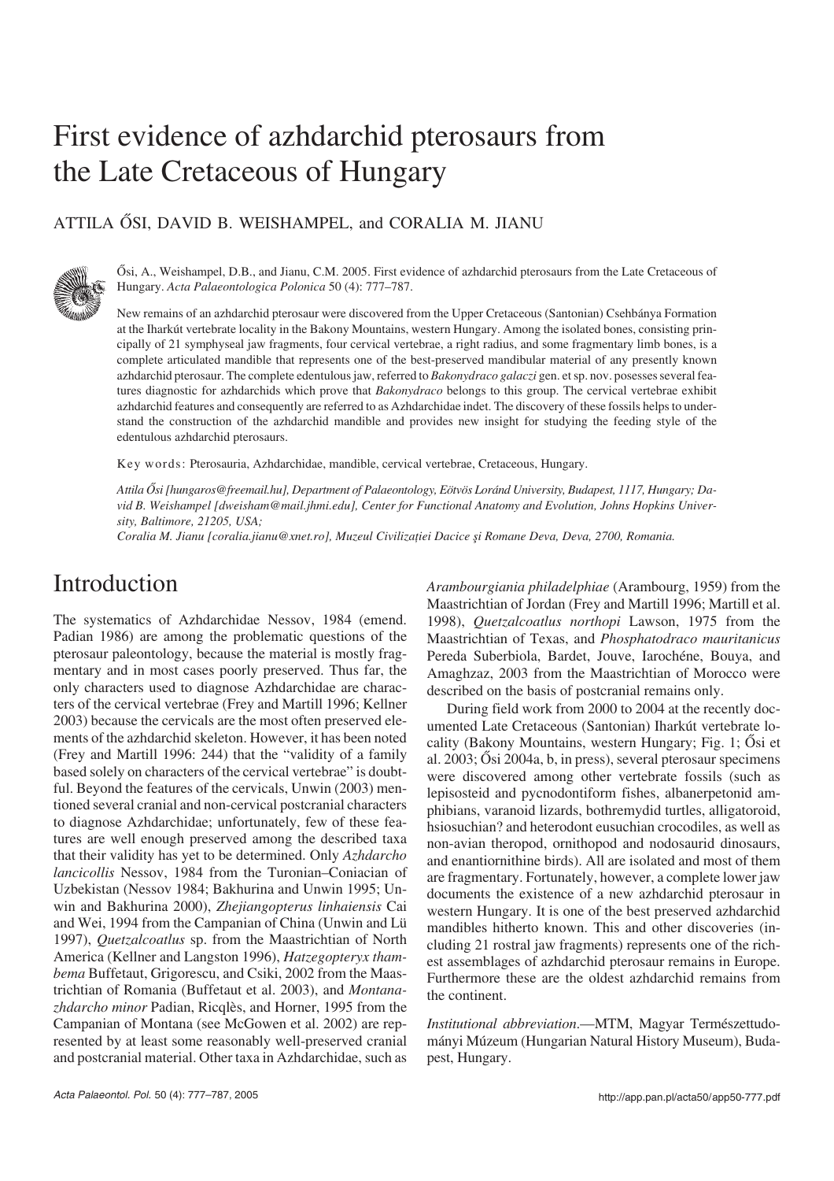# First evidence of azhdarchid pterosaurs from the Late Cretaceous of Hungary

ATTILA ŐSI, DAVID B. WEISHAMPEL, and CORALIA M. JIANU

Ősi, A., Weishampel, D.B., and Jianu, C.M. 2005. First evidence of azhdarchid pterosaurs from the Late Cretaceous of Hungary. *Acta Palaeontologica Polonica* 50 (4): 777–787.

New remains of an azhdarchid pterosaur were discovered from the Upper Cretaceous (Santonian) Csehbánya Formation at the Iharkút vertebrate locality in the Bakony Mountains, western Hungary. Among the isolated bones, consisting principally of 21 symphyseal jaw fragments, four cervical vertebrae, a right radius, and some fragmentary limb bones, is a complete articulated mandible that represents one of the best-preserved mandibular material of any presently known azhdarchid pterosaur. The complete edentulous jaw, referred to *Bakonydraco galaczi* gen. et sp. nov. posesses several features diagnostic for azhdarchids which prove that *Bakonydraco* belongs to this group. The cervical vertebrae exhibit azhdarchid features and consequently are referred to as Azhdarchidae indet. The discovery of these fossils helps to understand the construction of the azhdarchid mandible and provides new insight for studying the feeding style of the edentulous azhdarchid pterosaurs.

Key words: Pterosauria, Azhdarchidae, mandible, cervical vertebrae, Cretaceous, Hungary.

*Attila Ősi [hungaros@freemail.hu], Department of Palaeontology, Eötvös Loránd University, Budapest, 1117, Hungary; David B. Weishampel [dweisham@mail.jhmi.edu], Center for Functional Anatomy and Evolution, Johns Hopkins University, Baltimore, 21205, USA;*
*Coralia M. Jianu [coralia.jianu@xnet.ro], Muzeul Civilizaţiei Dacice şi Romane Deva, Deva, 2700, Romania.*

## Introduction

The systematics of Azhdarchidae Nessov, 1984 (emend. Padian 1986) are among the problematic questions of the pterosaur paleontology, because the material is mostly fragmentary and in most cases poorly preserved. Thus far, the only characters used to diagnose Azhdarchidae are characters of the cervical vertebrae (Frey and Martill 1996; Kellner 2003) because the cervicals are the most often preserved elements of the azhdarchid skeleton. However, it has been noted (Frey and Martill 1996: 244) that the "validity of a family based solely on characters of the cervical vertebrae" is doubtful. Beyond the features of the cervicals, Unwin (2003) mentioned several cranial and non-cervical postcranial characters to diagnose Azhdarchidae; unfortunately, few of these features are well enough preserved among the described taxa that their validity has yet to be determined. Only *Azhdarcho lancicollis* Nessov, 1984 from the Turonian–Coniacian of Uzbekistan (Nessov 1984; Bakhurina and Unwin 1995; Unwin and Bakhurina 2000), *Zhejiangopterus linhaiensis* Cai and Wei, 1994 from the Campanian of China (Unwin and Lü 1997), *Quetzalcoatlus* sp. from the Maastrichtian of North America (Kellner and Langston 1996), *Hatzegopteryx thambema* Buffetaut, Grigorescu, and Csiki, 2002 from the Maastrichtian of Romania (Buffetaut et al. 2003), and *Montanazhdarcho minor* Padian, Ricqlès, and Horner, 1995 from the Campanian of Montana (see McGowen et al. 2002) are represented by at least some reasonably well-preserved cranial and postcranial material. Other taxa in Azhdarchidae, such as *Arambourgiania philadelphiae* (Arambourg, 1959) from the Maastrichtian of Jordan (Frey and Martill 1996; Martill et al. 1998), *Quetzalcoatlus northopi* Lawson, 1975 from the Maastrichtian of Texas, and *Phosphatodraco mauritanicus* Pereda Suberbiola, Bardet, Jouve, Iarochéne, Bouya, and Amaghzaz, 2003 from the Maastrichtian of Morocco were described on the basis of postcranial remains only.

During field work from 2000 to 2004 at the recently documented Late Cretaceous (Santonian) Iharkút vertebrate locality (Bakony Mountains, western Hungary; Fig. 1; Ősi et al. 2003; Ősi 2004a, b, in press), several pterosaur specimens were discovered among other vertebrate fossils (such as lepisosteid and pycnodontiform fishes, albanerpetonid amphibians, varanoid lizards, bothremydid turtles, alligatoroid, hsiosuchian? and heterodont eusuchian crocodiles, as well as non-avian theropod, ornithopod and nodosaurid dinosaurs, and enantiornithine birds). All are isolated and most of them are fragmentary. Fortunately, however, a complete lower jaw documents the existence of a new azhdarchid pterosaur in western Hungary. It is one of the best preserved azhdarchid mandibles hitherto known. This and other discoveries (including 21 rostral jaw fragments) represents one of the richest assemblages of azhdarchid pterosaur remains in Europe. Furthermore these are the oldest azhdarchid remains from the continent.

*Institutional abbreviation.*—MTM, Magyar Természettudományi Múzeum (Hungarian Natural History Museum), Budapest, Hungary.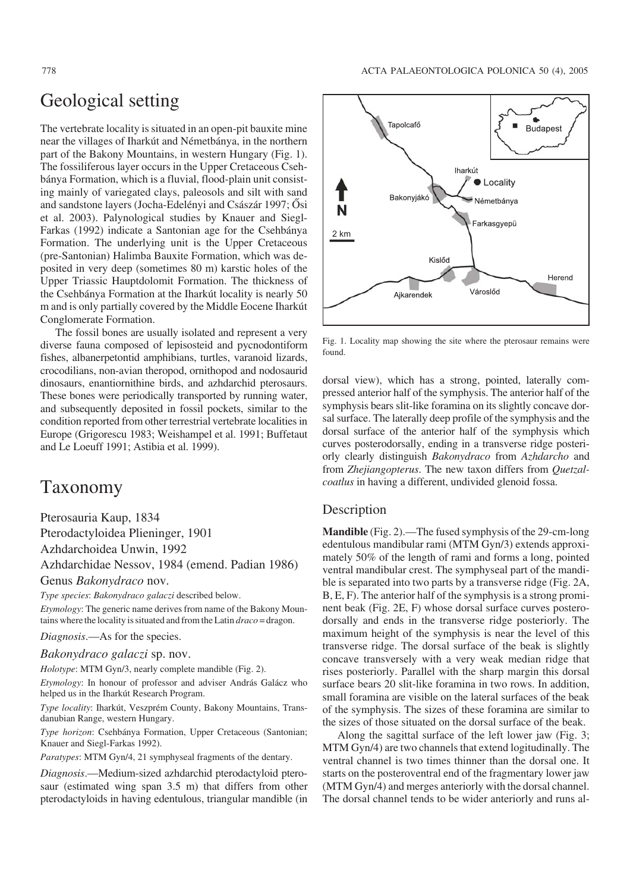## Geological setting

The vertebrate locality is situated in an open-pit bauxite mine near the villages of Iharkút and Németbánya, in the northern part of the Bakony Mountains, in western Hungary (Fig. 1). The fossiliferous layer occurs in the Upper Cretaceous Csehbánya Formation, which is a fluvial, flood-plain unit consisting mainly of variegated clays, paleosols and silt with sand and sandstone layers (Jocha-Edelényi and Császár 1997; Ősi et al. 2003). Palynological studies by Knauer and Siegl-Farkas (1992) indicate a Santonian age for the Csehbánya Formation. The underlying unit is the Upper Cretaceous (pre-Santonian) Halimba Bauxite Formation, which was deposited in very deep (sometimes 80 m) karstic holes of the Upper Triassic Hauptdolomit Formation. The thickness of the Csehbánya Formation at the Iharkút locality is nearly 50 m and is only partially covered by the Middle Eocene Iharkút Conglomerate Formation.

The fossil bones are usually isolated and represent a very diverse fauna composed of lepisosteid and pycnodontiform fishes, albanerpetontid amphibians, turtles, varanoid lizards, crocodilians, non-avian theropod, ornithopod and nodosaurid dinosaurs, enantiornithine birds, and azhdarchid pterosaurs. These bones were periodically transported by running water, and subsequently deposited in fossil pockets, similar to the condition reported from other terrestrial vertebrate localities in Europe (Grigorescu 1983; Weishampel et al. 1991; Buffetaut and Le Loeuff 1991; Astibia et al. 1999).

Fig. 1. Locality map showing the site where the pterosaur remains were found.

## Taxonomy

Pterosauria Kaup, 1834

Pterodactyloidea Plieninger, 1901

Azhdarchoidea Unwin, 1992

Azhdarchidae Nessov, 1984 (emend. Padian 1986)

Genus *Bakonydraco* nov.

*Type species*: *Bakonydraco galaczi* described below.

*Etymology*: The generic name derives from name of the Bakony Mountains where the locality is situated and from the Latin *draco* = dragon.

*Diagnosis*.—As for the species.

*Bakonydraco galaczi* sp. nov.

*Holotype*: MTM Gyn/3, nearly complete mandible (Fig. 2).

*Etymology*: In honour of professor and adviser András Galácz who helped us in the Iharkút Research Program.

*Type locality*: Iharkút, Veszprém County, Bakony Mountains, Transdanubian Range, western Hungary.

*Type horizon*: Csehbánya Formation, Upper Cretaceous (Santonian; Knauer and Siegl-Farkas 1992).

*Paratypes*: MTM Gyn/4, 21 symphyseal fragments of the dentary.

*Diagnosis*.—Medium-sized azhdarchid pterodactyloid pterosaur (estimated wing span 3.5 m) that differs from other pterodactyloids in having edentulous, triangular mandible (in dorsal view), which has a strong, pointed, laterally compressed anterior half of the symphysis. The anterior half of the symphysis bears slit-like foramina on its slightly concave dorsal surface. The laterally deep profile of the symphysis and the dorsal surface of the anterior half of the symphysis which curves posterodorsally, ending in a transverse ridge posteriorly clearly distinguish *Bakonydraco* from *Azhdarcho* and from *Zhejiangopterus*. The new taxon differs from *Quetzalcoatlus* in having a different, undivided glenoid fossa.

### Description

**Mandible** (Fig. 2).—The fused symphysis of the 29-cm-long edentulous mandibular rami (MTM Gyn/3) extends approximately 50% of the length of rami and forms a long, pointed ventral mandibular crest. The symphyseal part of the mandible is separated into two parts by a transverse ridge (Fig. 2A, B, E, F). The anterior half of the symphysis is a strong prominent beak (Fig. 2E, F) whose dorsal surface curves posterodorsally and ends in the transverse ridge posteriorly. The maximum height of the symphysis is near the level of this transverse ridge. The dorsal surface of the beak is slightly concave transversely with a very weak median ridge that rises posteriorly. Parallel with the sharp margin this dorsal surface bears 20 slit-like foramina in two rows. In addition, small foramina are visible on the lateral surfaces of the beak of the symphysis. The sizes of these foramina are similar to the sizes of those situated on the dorsal surface of the beak.

Along the sagittal surface of the left lower jaw (Fig. 3; MTM Gyn/4) are two channels that extend logitudinally. The ventral channel is two times thinner than the dorsal one. It starts on the posteroventral end of the fragmentary lower jaw (MTM Gyn/4) and merges anteriorly with the dorsal channel. The dorsal channel tends to be wider anteriorly and runs al-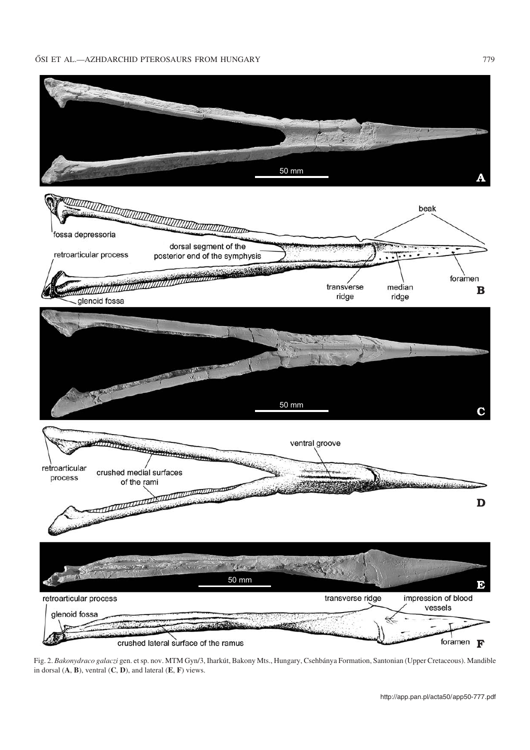Fig. 2. *Bakonydraco galaczi* gen. et sp. nov. MTM Gyn/3, Iharkút, Bakony Mts., Hungary, Csehbánya Formation, Santonian (Upper Cretaceous). Mandible in dorsal (**A**, **B**), ventral (**C**, **D**), and lateral (**E**, **F**) views.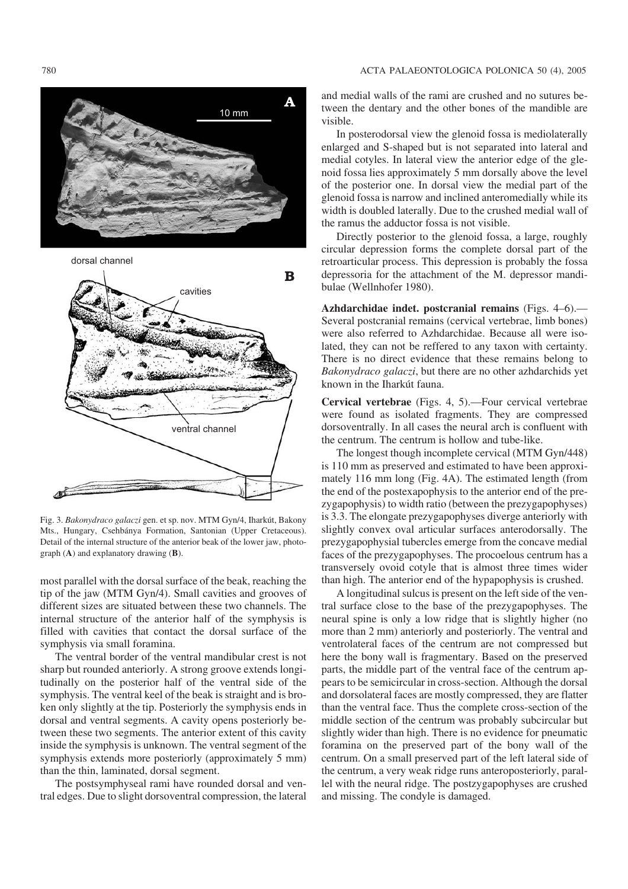Fig. 3. *Bakonydraco galaczi* gen. et sp. nov. MTM Gyn/4, Iharkút, Bakony Mts., Hungary, Csehbánya Formation, Santonian (Upper Cretaceous). Detail of the internal structure of the anterior beak of the lower jaw, photograph (**A**) and explanatory drawing (**B**).

most parallel with the dorsal surface of the beak, reaching the tip of the jaw (MTM Gyn/4). Small cavities and grooves of different sizes are situated between these two channels. The internal structure of the anterior half of the symphysis is filled with cavities that contact the dorsal surface of the symphysis via small foramina.

The ventral border of the ventral mandibular crest is not sharp but rounded anteriorly. A strong groove extends longitudinally on the posterior half of the ventral side of the symphysis. The ventral keel of the beak is straight and is broken only slightly at the tip. Posteriorly the symphysis ends in dorsal and ventral segments. A cavity opens posteriorly between these two segments. The anterior extent of this cavity inside the symphysis is unknown. The ventral segment of the symphysis extends more posteriorly (approximately 5 mm) than the thin, laminated, dorsal segment.

The postsymphyseal rami have rounded dorsal and ventral edges. Due to slight dorsoventral compression, the lateral and medial walls of the rami are crushed and no sutures between the dentary and the other bones of the mandible are visible.

In posterodorsal view the glenoid fossa is mediolaterally enlarged and S-shaped but is not separated into lateral and medial cotyles. In lateral view the anterior edge of the glenoid fossa lies approximately 5 mm dorsally above the level of the posterior one. In dorsal view the medial part of the glenoid fossa is narrow and inclined anteromedially while its width is doubled laterally. Due to the crushed medial wall of the ramus the adductor fossa is not visible.

Directly posterior to the glenoid fossa, a large, roughly circular depression forms the complete dorsal part of the retroarticular process. This depression is probably the fossa depressoria for the attachment of the M. depressor mandibulae (Wellnhofer 1980).

**Azhdarchidae indet. postcranial remains** (Figs. 4–6).—Several postcranial remains (cervical vertebrae, limb bones) were also referred to Azhdarchidae. Because all were isolated, they can not be reffered to any taxon with certainty. There is no direct evidence that these remains belong to *Bakonydraco galaczi*, but there are no other azhdarchids yet known in the Iharkút fauna.

**Cervical vertebrae** (Figs. 4, 5).—Four cervical vertebrae were found as isolated fragments. They are compressed dorsoventrally. In all cases the neural arch is confluent with the centrum. The centrum is hollow and tube-like.

The longest though incomplete cervical (MTM Gyn/448) is 110 mm as preserved and estimated to have been approximately 116 mm long (Fig. 4A). The estimated length (from the end of the postexapophysis to the anterior end of the prezygapophysis) to width ratio (between the prezygapophyses) is 3.3. The elongate prezygapophyses diverge anteriorly with slightly convex oval articular surfaces anterodorsally. The prezygapophysial tubercles emerge from the concave medial faces of the prezygapophyses. The procoelous centrum has a transversely ovoid cotyle that is almost three times wider than high. The anterior end of the hypapophysis is crushed.

A longitudinal sulcus is present on the left side of the ventral surface close to the base of the prezygapophyses. The neural spine is only a low ridge that is slightly higher (no more than 2 mm) anteriorly and posteriorly. The ventral and ventrolateral faces of the centrum are not compressed but here the bony wall is fragmentary. Based on the preserved parts, the middle part of the ventral face of the centrum appears to be semicircular in cross-section. Although the dorsal and dorsolateral faces are mostly compressed, they are flatter than the ventral face. Thus the complete cross-section of the middle section of the centrum was probably subcircular but slightly wider than high. There is no evidence for pneumatic foramina on the preserved part of the bony wall of the centrum. On a small preserved part of the left lateral side of the centrum, a very weak ridge runs anteroposteriorly, parallel with the neural ridge. The postzygapophyses are crushed and missing. The condyle is damaged.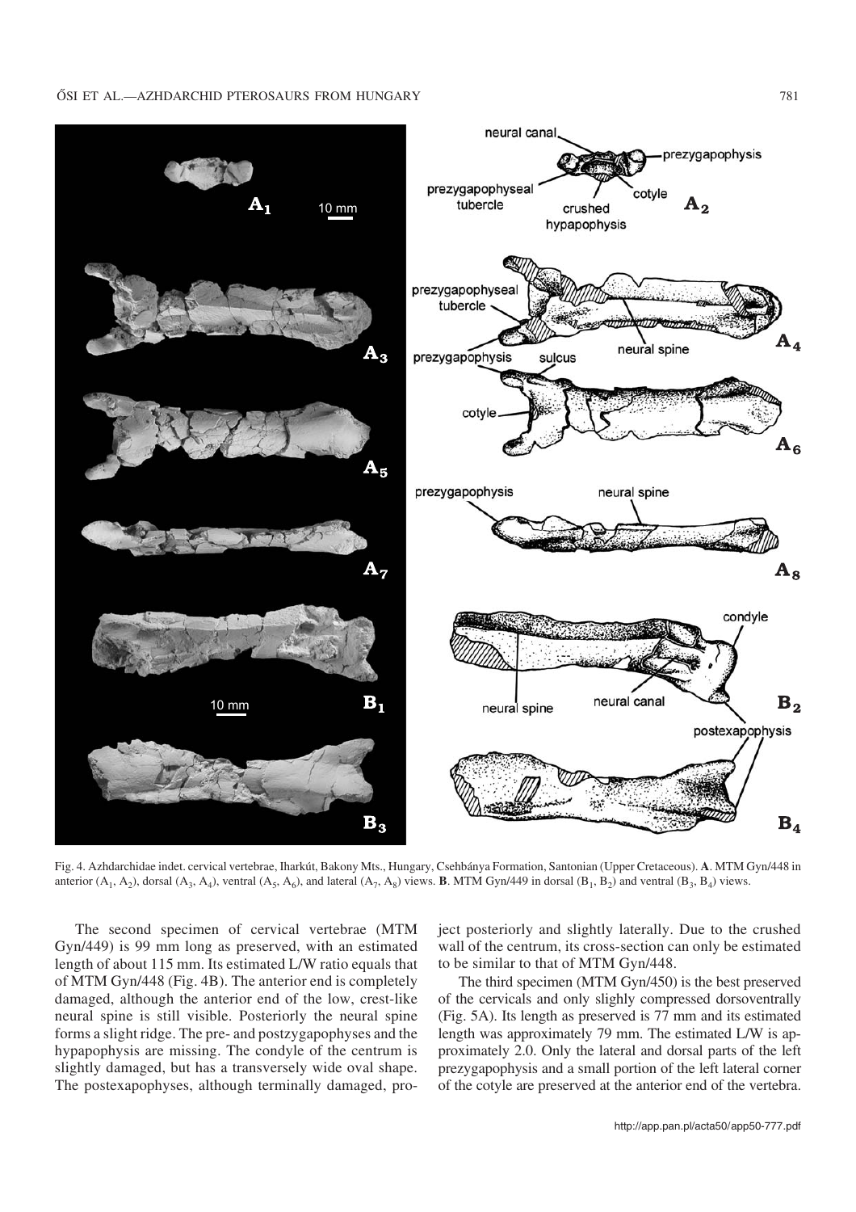Fig. 4. Azhdarchidae indet. cervical vertebrae, Iharkút, Bakony Mts., Hungary, Csehbánya Formation, Santonian (Upper Cretaceous). **A**. MTM Gyn/448 in anterior ($A_1$, $A_2$), dorsal ($A_3$, $A_4$), ventral ($A_5$, $A_6$), and lateral ($A_7$, $A_8$) views. **B**. MTM Gyn/449 in dorsal ($B_1$, $B_2$) and ventral ($B_3$, $B_4$) views.

The second specimen of cervical vertebrae (MTM Gyn/449) is 99 mm long as preserved, with an estimated length of about 115 mm. Its estimated L/W ratio equals that of MTM Gyn/448 (Fig. 4B). The anterior end is completely damaged, although the anterior end of the low, crest-like neural spine is still visible. Posteriorly the neural spine forms a slight ridge. The pre- and postzygapophyses and the hypapophysis are missing. The condyle of the centrum is slightly damaged, but has a transversely wide oval shape. The postexapophyses, although terminally damaged, project posteriorly and slightly laterally. Due to the crushed wall of the centrum, its cross-section can only be estimated to be similar to that of MTM Gyn/448.

The third specimen (MTM Gyn/450) is the best preserved of the cervicals and only slighly compressed dorsoventrally (Fig. 5A). Its length as preserved is 77 mm and its estimated length was approximately 79 mm. The estimated L/W is approximately 2.0. Only the lateral and dorsal parts of the left prezygapophysis and a small portion of the left lateral corner of the cotyle are preserved at the anterior end of the vertebra.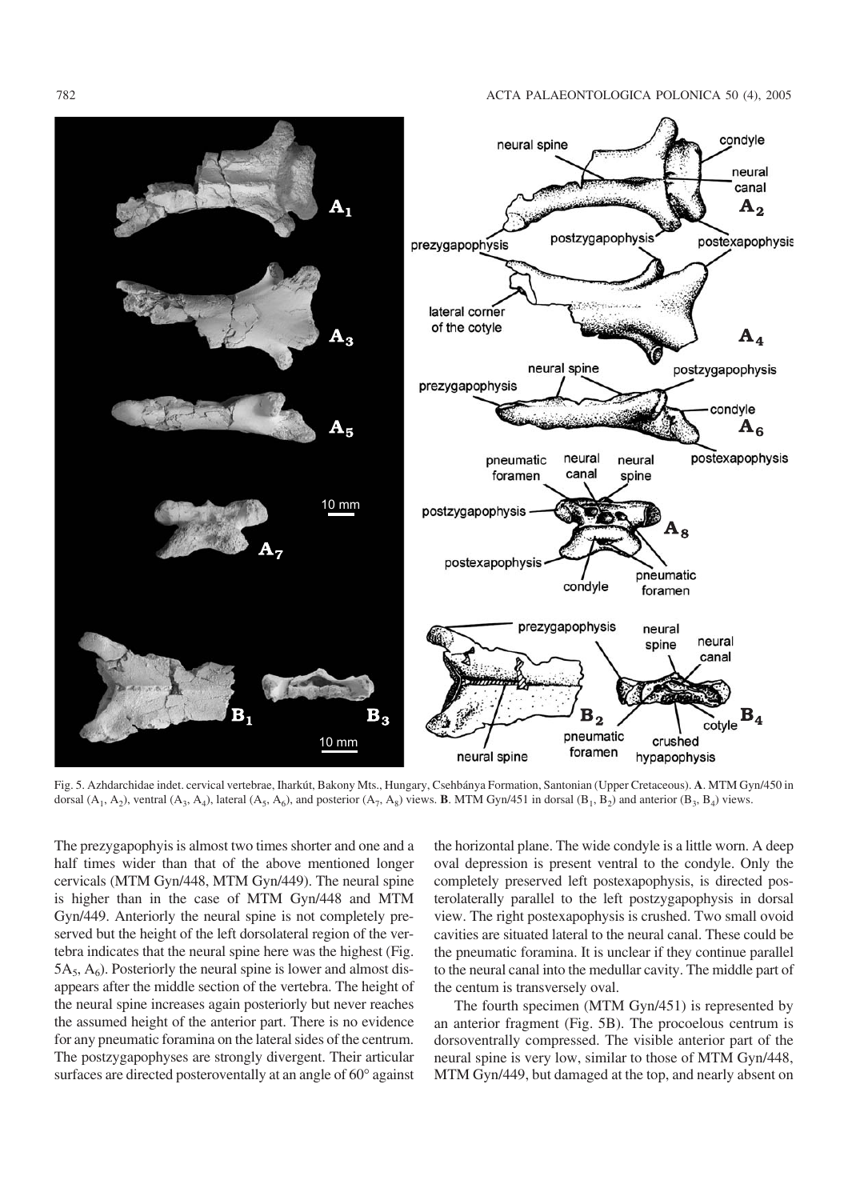Fig. 5. Azhdarchidae indet. cervical vertebrae, Iharkút, Bakony Mts., Hungary, Csehbánya Formation, Santonian (Upper Cretaceous). **A**. MTM Gyn/450 in dorsal ($A_1$, $A_2$), ventral ($A_3$, $A_4$), lateral ($A_5$, $A_6$), and posterior ($A_7$, $A_8$) views. **B**. MTM Gyn/451 in dorsal ($B_1$, $B_2$) and anterior ($B_3$, $B_4$) views.

The prezygapophyis is almost two times shorter and one and a half times wider than that of the above mentioned longer cervicals (MTM Gyn/448, MTM Gyn/449). The neural spine is higher than in the case of MTM Gyn/448 and MTM Gyn/449. Anteriorly the neural spine is not completely preserved but the height of the left dorsolateral region of the vertebra indicates that the neural spine here was the highest (Fig. 5$A_5$, $A_6$). Posteriorly the neural spine is lower and almost disappears after the middle section of the vertebra. The height of the neural spine increases again posteriorly but never reaches the assumed height of the anterior part. There is no evidence for any pneumatic foramina on the lateral sides of the centrum. The postzygapophyses are strongly divergent. Their articular surfaces are directed posteroventally at an angle of 60° against the horizontal plane. The wide condyle is a little worn. A deep oval depression is present ventral to the condyle. Only the completely preserved left postexapophysis, is directed posterolaterally parallel to the left postzygapophysis in dorsal view. The right postexapophysis is crushed. Two small ovoid cavities are situated lateral to the neural canal. These could be the pneumatic foramina. It is unclear if they continue parallel to the neural canal into the medullar cavity. The middle part of the centum is transversely oval.

The fourth specimen (MTM Gyn/451) is represented by an anterior fragment (Fig. 5B). The procoelous centrum is dorsoventrally compressed. The visible anterior part of the neural spine is very low, similar to those of MTM Gyn/448, MTM Gyn/449, but damaged at the top, and nearly absent on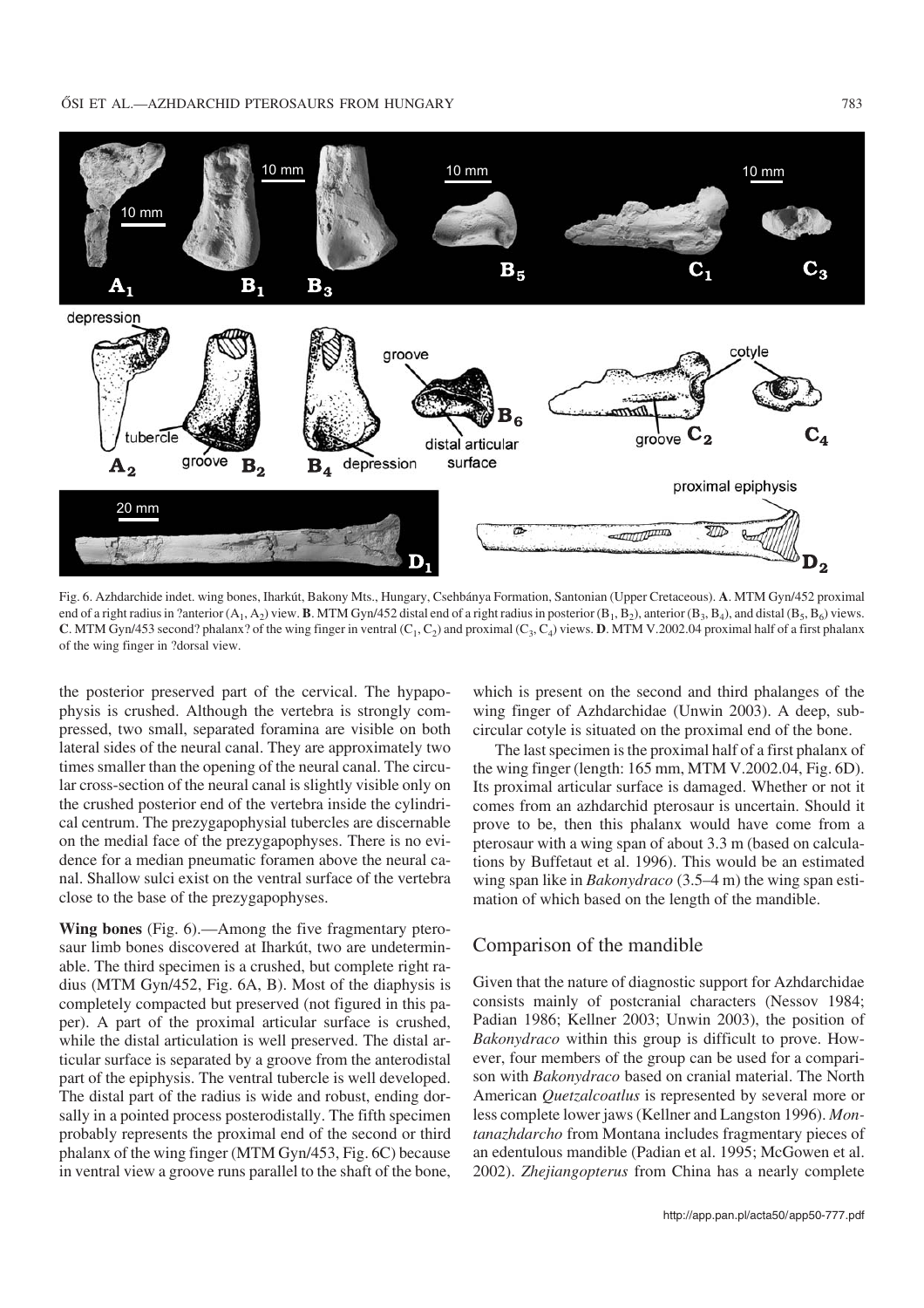Fig. 6. Azhdarchide indet. wing bones, Iharkút, Bakony Mts., Hungary, Csehbánya Formation, Santonian (Upper Cretaceous). **A**. MTM Gyn/452 proximal end of a right radius in ?anterior ($A_1$, $A_2$) view. **B**. MTM Gyn/452 distal end of a right radius in posterior ($B_1$, $B_2$), anterior ($B_3$, $B_4$), and distal ($B_5$, $B_6$) views. **C**. MTM Gyn/453 second? phalanx? of the wing finger in ventral ($C_1$, $C_2$) and proximal ($C_3$, $C_4$) views. **D**. MTM V.2002.04 proximal half of a first phalanx of the wing finger in ?dorsal view.

the posterior preserved part of the cervical. The hypapophysis is crushed. Although the vertebra is strongly compressed, two small, separated foramina are visible on both lateral sides of the neural canal. They are approximately two times smaller than the opening of the neural canal. The circular cross-section of the neural canal is slightly visible only on the crushed posterior end of the vertebra inside the cylindrical centrum. The prezygapophysial tubercles are discernable on the medial face of the prezygapophyses. There is no evidence for a median pneumatic foramen above the neural canal. Shallow sulci exist on the ventral surface of the vertebra close to the base of the prezygapophyses.

**Wing bones** (Fig. 6).—Among the five fragmentary pterosaur limb bones discovered at Iharkút, two are undeterminable. The third specimen is a crushed, but complete right radius (MTM Gyn/452, Fig. 6A, B). Most of the diaphysis is completely compacted but preserved (not figured in this paper). A part of the proximal articular surface is crushed, while the distal articulation is well preserved. The distal articular surface is separated by a groove from the anterodistal part of the epiphysis. The ventral tubercle is well developed. The distal part of the radius is wide and robust, ending dorsally in a pointed process posterodistally. The fifth specimen probably represents the proximal end of the second or third phalanx of the wing finger (MTM Gyn/453, Fig. 6C) because in ventral view a groove runs parallel to the shaft of the bone, which is present on the second and third phalanges of the wing finger of Azhdarchidae (Unwin 2003). A deep, subcircular cotyle is situated on the proximal end of the bone.

The last specimen is the proximal half of a first phalanx of the wing finger (length: 165 mm, MTM V.2002.04, Fig. 6D). Its proximal articular surface is damaged. Whether or not it comes from an azhdarchid pterosaur is uncertain. Should it prove to be, then this phalanx would have come from a pterosaur with a wing span of about 3.3 m (based on calculations by Buffetaut et al. 1996). This would be an estimated wing span like in *Bakonydraco* (3.5–4 m) the wing span estimation of which based on the length of the mandible.

## Comparison of the mandible

Given that the nature of diagnostic support for Azhdarchidae consists mainly of postcranial characters (Nessov 1984; Padian 1986; Kellner 2003; Unwin 2003), the position of *Bakonydraco* within this group is difficult to prove. However, four members of the group can be used for a comparison with *Bakonydraco* based on cranial material. The North American *Quetzalcoatlus* is represented by several more or less complete lower jaws (Kellner and Langston 1996). *Montanazhdarcho* from Montana includes fragmentary pieces of an edentulous mandible (Padian et al. 1995; McGowen et al. 2002). *Zhejiangopterus* from China has a nearly complete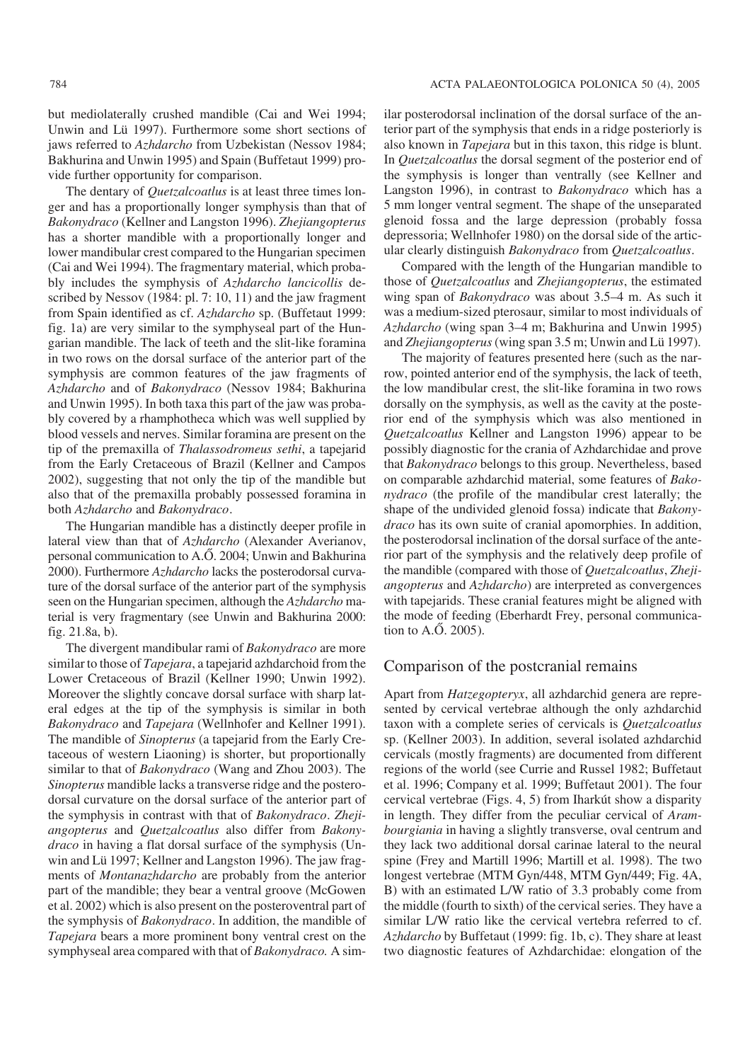but mediolaterally crushed mandible (Cai and Wei 1994; Unwin and Lü 1997). Furthermore some short sections of jaws referred to *Azhdarcho* from Uzbekistan (Nessov 1984; Bakhurina and Unwin 1995) and Spain (Buffetaut 1999) provide further opportunity for comparison.

The dentary of *Quetzalcoatlus* is at least three times longer and has a proportionally longer symphysis than that of *Bakonydraco* (Kellner and Langston 1996). *Zhejiangopterus* has a shorter mandible with a proportionally longer and lower mandibular crest compared to the Hungarian specimen (Cai and Wei 1994). The fragmentary material, which probably includes the symphysis of *Azhdarcho lancicollis* described by Nessov (1984: pl. 7: 10, 11) and the jaw fragment from Spain identified as cf. *Azhdarcho* sp. (Buffetaut 1999: fig. 1a) are very similar to the symphyseal part of the Hungarian mandible. The lack of teeth and the slit-like foramina in two rows on the dorsal surface of the anterior part of the symphysis are common features of the jaw fragments of *Azhdarcho* and of *Bakonydraco* (Nessov 1984; Bakhurina and Unwin 1995). In both taxa this part of the jaw was probably covered by a rhamphotheca which was well supplied by blood vessels and nerves. Similar foramina are present on the tip of the premaxilla of *Thalassodromeus sethi*, a tapejarid from the Early Cretaceous of Brazil (Kellner and Campos 2002), suggesting that not only the tip of the mandible but also that of the premaxilla probably possessed foramina in both *Azhdarcho* and *Bakonydraco*.

The Hungarian mandible has a distinctly deeper profile in lateral view than that of *Azhdarcho* (Alexander Averianov, personal communication to A.Ő. 2004; Unwin and Bakhurina 2000). Furthermore *Azhdarcho* lacks the posterodorsal curvature of the dorsal surface of the anterior part of the symphysis seen on the Hungarian specimen, although the *Azhdarcho* material is very fragmentary (see Unwin and Bakhurina 2000: fig. 21.8a, b).

The divergent mandibular rami of *Bakonydraco* are more similar to those of *Tapejara*, a tapejarid azhdarchoid from the Lower Cretaceous of Brazil (Kellner 1990; Unwin 1992). Moreover the slightly concave dorsal surface with sharp lateral edges at the tip of the symphysis is similar in both *Bakonydraco* and *Tapejara* (Wellnhofer and Kellner 1991). The mandible of *Sinopterus* (a tapejarid from the Early Cretaceous of western Liaoning) is shorter, but proportionally similar to that of *Bakonydraco* (Wang and Zhou 2003). The *Sinopterus* mandible lacks a transverse ridge and the posterodorsal curvature on the dorsal surface of the anterior part of the symphysis in contrast with that of *Bakonydraco*. *Zhejiangopterus* and *Quetzalcoatlus* also differ from *Bakonydraco* in having a flat dorsal surface of the symphysis (Unwin and Lü 1997; Kellner and Langston 1996). The jaw fragments of *Montanazhdarcho* are probably from the anterior part of the mandible; they bear a ventral groove (McGowen et al. 2002) which is also present on the posteroventral part of the symphysis of *Bakonydraco*. In addition, the mandible of *Tapejara* bears a more prominent bony ventral crest on the symphyseal area compared with that of *Bakonydraco.* A similar posterodorsal inclination of the dorsal surface of the anterior part of the symphysis that ends in a ridge posteriorly is also known in *Tapejara* but in this taxon, this ridge is blunt. In *Quetzalcoatlus* the dorsal segment of the posterior end of the symphysis is longer than ventrally (see Kellner and Langston 1996), in contrast to *Bakonydraco* which has a 5 mm longer ventral segment. The shape of the unseparated glenoid fossa and the large depression (probably fossa depressoria; Wellnhofer 1980) on the dorsal side of the articular clearly distinguish *Bakonydraco* from *Quetzalcoatlus*.

Compared with the length of the Hungarian mandible to those of *Quetzalcoatlus* and *Zhejiangopterus*, the estimated wing span of *Bakonydraco* was about 3.5–4 m. As such it was a medium-sized pterosaur, similar to most individuals of *Azhdarcho* (wing span 3–4 m; Bakhurina and Unwin 1995) and *Zhejiangopterus* (wing span 3.5 m; Unwin and Lü 1997).

The majority of features presented here (such as the narrow, pointed anterior end of the symphysis, the lack of teeth, the low mandibular crest, the slit-like foramina in two rows dorsally on the symphysis, as well as the cavity at the posterior end of the symphysis which was also mentioned in *Quetzalcoatlus* Kellner and Langston 1996) appear to be possibly diagnostic for the crania of Azhdarchidae and prove that *Bakonydraco* belongs to this group. Nevertheless, based on comparable azhdarchid material, some features of *Bakonydraco* (the profile of the mandibular crest laterally; the shape of the undivided glenoid fossa) indicate that *Bakonydraco* has its own suite of cranial apomorphies. In addition, the posterodorsal inclination of the dorsal surface of the anterior part of the symphysis and the relatively deep profile of the mandible (compared with those of *Quetzalcoatlus*, *Zhejiangopterus* and *Azhdarcho*) are interpreted as convergences with tapejarids. These cranial features might be aligned with the mode of feeding (Eberhardt Frey, personal communication to A.Ő. 2005).

## Comparison of the postcranial remains

Apart from *Hatzegopteryx*, all azhdarchid genera are represented by cervical vertebrae although the only azhdarchid taxon with a complete series of cervicals is *Quetzalcoatlus* sp. (Kellner 2003). In addition, several isolated azhdarchid cervicals (mostly fragments) are documented from different regions of the world (see Currie and Russel 1982; Buffetaut et al. 1996; Company et al. 1999; Buffetaut 2001). The four cervical vertebrae (Figs. 4, 5) from Iharkút show a disparity in length. They differ from the peculiar cervical of *Arambourgiania* in having a slightly transverse, oval centrum and they lack two additional dorsal carinae lateral to the neural spine (Frey and Martill 1996; Martill et al. 1998). The two longest vertebrae (MTM Gyn/448, MTM Gyn/449; Fig. 4A, B) with an estimated L/W ratio of 3.3 probably come from the middle (fourth to sixth) of the cervical series. They have a similar L/W ratio like the cervical vertebra referred to cf. *Azhdarcho* by Buffetaut (1999: fig. 1b, c). They share at least two diagnostic features of Azhdarchidae: elongation of the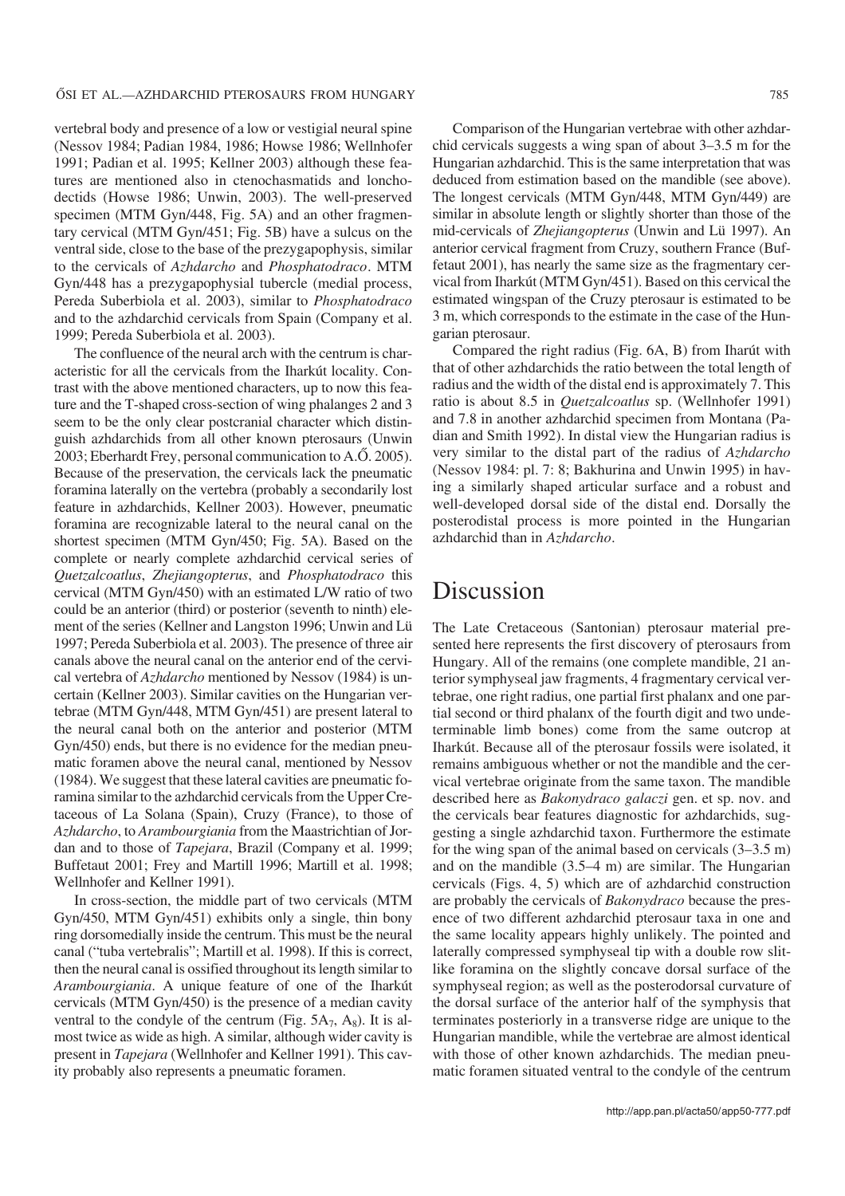vertebral body and presence of a low or vestigial neural spine (Nessov 1984; Padian 1984, 1986; Howse 1986; Wellnhofer 1991; Padian et al. 1995; Kellner 2003) although these features are mentioned also in ctenochasmatids and lonchodectids (Howse 1986; Unwin, 2003). The well-preserved specimen (MTM Gyn/448, Fig. 5A) and an other fragmentary cervical (MTM Gyn/451; Fig. 5B) have a sulcus on the ventral side, close to the base of the prezygapophysis, similar to the cervicals of *Azhdarcho* and *Phosphatodraco*. MTM Gyn/448 has a prezygapophysial tubercle (medial process, Pereda Suberbiola et al. 2003), similar to *Phosphatodraco* and to the azhdarchid cervicals from Spain (Company et al. 1999; Pereda Suberbiola et al. 2003).

The confluence of the neural arch with the centrum is characteristic for all the cervicals from the Iharkút locality. Contrast with the above mentioned characters, up to now this feature and the T-shaped cross-section of wing phalanges 2 and 3 seem to be the only clear postcranial character which distinguish azhdarchids from all other known pterosaurs (Unwin 2003; Eberhardt Frey, personal communication to A.Ő. 2005). Because of the preservation, the cervicals lack the pneumatic foramina laterally on the vertebra (probably a secondarily lost feature in azhdarchids, Kellner 2003). However, pneumatic foramina are recognizable lateral to the neural canal on the shortest specimen (MTM Gyn/450; Fig. 5A). Based on the complete or nearly complete azhdarchid cervical series of *Quetzalcoatlus*, *Zhejiangopterus*, and *Phosphatodraco* this cervical (MTM Gyn/450) with an estimated L/W ratio of two could be an anterior (third) or posterior (seventh to ninth) element of the series (Kellner and Langston 1996; Unwin and Lü 1997; Pereda Suberbiola et al. 2003). The presence of three air canals above the neural canal on the anterior end of the cervical vertebra of *Azhdarcho* mentioned by Nessov (1984) is uncertain (Kellner 2003). Similar cavities on the Hungarian vertebrae (MTM Gyn/448, MTM Gyn/451) are present lateral to the neural canal both on the anterior and posterior (MTM Gyn/450) ends, but there is no evidence for the median pneumatic foramen above the neural canal, mentioned by Nessov (1984). We suggest that these lateral cavities are pneumatic foramina similar to the azhdarchid cervicals from the Upper Cretaceous of La Solana (Spain), Cruzy (France), to those of *Azhdarcho*, to *Arambourgiania* from the Maastrichtian of Jordan and to those of *Tapejara*, Brazil (Company et al. 1999; Buffetaut 2001; Frey and Martill 1996; Martill et al. 1998; Wellnhofer and Kellner 1991).

In cross-section, the middle part of two cervicals (MTM Gyn/450, MTM Gyn/451) exhibits only a single, thin bony ring dorsomedially inside the centrum. This must be the neural canal ("tuba vertebralis"; Martill et al. 1998). If this is correct, then the neural canal is ossified throughout its length similar to *Arambourgiania*. A unique feature of one of the Iharkút cervicals (MTM Gyn/450) is the presence of a median cavity ventral to the condyle of the centrum (Fig. 5$A_7$, $A_8$). It is almost twice as wide as high. A similar, although wider cavity is present in *Tapejara* (Wellnhofer and Kellner 1991). This cavity probably also represents a pneumatic foramen.

Comparison of the Hungarian vertebrae with other azhdarchid cervicals suggests a wing span of about 3–3.5 m for the Hungarian azhdarchid. This is the same interpretation that was deduced from estimation based on the mandible (see above). The longest cervicals (MTM Gyn/448, MTM Gyn/449) are similar in absolute length or slightly shorter than those of the mid-cervicals of *Zhejiangopterus* (Unwin and Lü 1997). An anterior cervical fragment from Cruzy, southern France (Buffetaut 2001), has nearly the same size as the fragmentary cervical from Iharkút (MTM Gyn/451). Based on this cervical the estimated wingspan of the Cruzy pterosaur is estimated to be 3 m, which corresponds to the estimate in the case of the Hungarian pterosaur.

Compared the right radius (Fig. 6A, B) from Iharút with that of other azhdarchids the ratio between the total length of radius and the width of the distal end is approximately 7. This ratio is about 8.5 in *Quetzalcoatlus* sp. (Wellnhofer 1991) and 7.8 in another azhdarchid specimen from Montana (Padian and Smith 1992). In distal view the Hungarian radius is very similar to the distal part of the radius of *Azhdarcho* (Nessov 1984: pl. 7: 8; Bakhurina and Unwin 1995) in having a similarly shaped articular surface and a robust and well-developed dorsal side of the distal end. Dorsally the posterodistal process is more pointed in the Hungarian azhdarchid than in *Azhdarcho*.

# Discussion

The Late Cretaceous (Santonian) pterosaur material presented here represents the first discovery of pterosaurs from Hungary. All of the remains (one complete mandible, 21 anterior symphyseal jaw fragments, 4 fragmentary cervical vertebrae, one right radius, one partial first phalanx and one partial second or third phalanx of the fourth digit and two undeterminable limb bones) come from the same outcrop at Iharkút. Because all of the pterosaur fossils were isolated, it remains ambiguous whether or not the mandible and the cervical vertebrae originate from the same taxon. The mandible described here as *Bakonydraco galaczi* gen. et sp. nov. and the cervicals bear features diagnostic for azhdarchids, suggesting a single azhdarchid taxon. Furthermore the estimate for the wing span of the animal based on cervicals (3–3.5 m) and on the mandible (3.5–4 m) are similar. The Hungarian cervicals (Figs. 4, 5) which are of azhdarchid construction are probably the cervicals of *Bakonydraco* because the presence of two different azhdarchid pterosaur taxa in one and the same locality appears highly unlikely. The pointed and laterally compressed symphyseal tip with a double row slit-like foramina on the slightly concave dorsal surface of the symphyseal region; as well as the posterodorsal curvature of the dorsal surface of the anterior half of the symphysis that terminates posteriorly in a transverse ridge are unique to the Hungarian mandible, while the vertebrae are almost identical with those of other known azhdarchids. The median pneumatic foramen situated ventral to the condyle of the centrum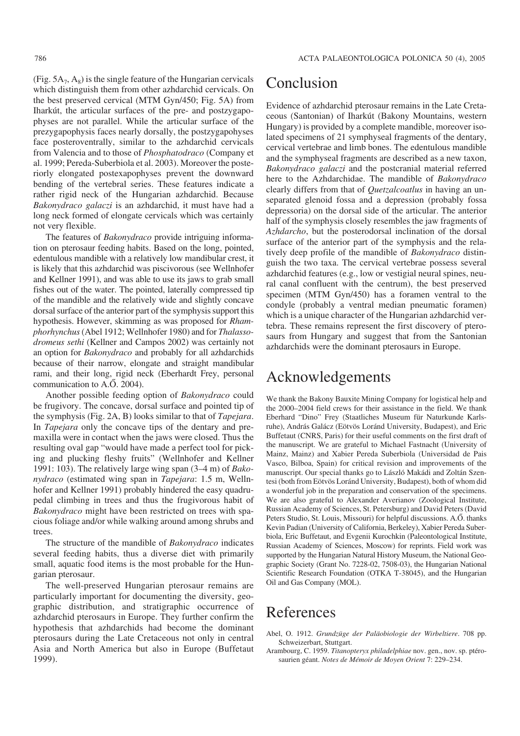(Fig. $5A_7$, $A_8$) is the single feature of the Hungarian cervicals which distinguish them from other azhdarchid cervicals. On the best preserved cervical (MTM Gyn/450; Fig. 5A) from Iharkút, the articular surfaces of the pre- and postzygapophyses are not parallel. While the articular surface of the prezygapophysis faces nearly dorsally, the postzygapohyses face posteroventrally, similar to the azhdarchid cervicals from Valencia and to those of *Phosphatodraco* (Company et al. 1999; Pereda-Suberbiola et al. 2003). Moreover the posteriorly elongated postexapophyses prevent the downward bending of the vertebral series. These features indicate a rather rigid neck of the Hungarian azhdarchid. Because *Bakonydraco galaczi* is an azhdarchid, it must have had a long neck formed of elongate cervicals which was certainly not very flexible.

The features of *Bakonydraco* provide intriguing information on pterosaur feeding habits. Based on the long, pointed, edentulous mandible with a relatively low mandibular crest, it is likely that this azhdarchid was piscivorous (see Wellnhofer and Kellner 1991), and was able to use its jaws to grab small fishes out of the water. The pointed, laterally compressed tip of the mandible and the relatively wide and slightly concave dorsal surface of the anterior part of the symphysis support this hypothesis. However, skimming as was proposed for *Rhamphorhynchus* (Abel 1912; Wellnhofer 1980) and for *Thalassodromeus sethi* (Kellner and Campos 2002) was certainly not an option for *Bakonydraco* and probably for all azhdarchids because of their narrow, elongate and straight mandibular rami, and their long, rigid neck (Eberhardt Frey, personal communication to A.Ő. 2004).

Another possible feeding option of *Bakonydraco* could be frugivory. The concave, dorsal surface and pointed tip of the symphysis (Fig. 2A, B) looks similar to that of *Tapejara*. In *Tapejara* only the concave tips of the dentary and premaxilla were in contact when the jaws were closed. Thus the resulting oval gap "would have made a perfect tool for picking and plucking fleshy fruits" (Wellnhofer and Kellner 1991: 103). The relatively large wing span (3–4 m) of *Bakonydraco* (estimated wing span in *Tapejara*: 1.5 m, Wellnhofer and Kellner 1991) probably hindered the easy quadrupedal climbing in trees and thus the frugivorous habit of *Bakonydraco* might have been restricted on trees with spacious foliage and/or while walking around among shrubs and trees.

The structure of the mandible of *Bakonydraco* indicates several feeding habits, thus a diverse diet with primarily small, aquatic food items is the most probable for the Hungarian pterosaur.

The well-preserved Hungarian pterosaur remains are particularly important for documenting the diversity, geographic distribution, and stratigraphic occurrence of azhdarchid pterosaurs in Europe. They further confirm the hypothesis that azhdarchids had become the dominant pterosaurs during the Late Cretaceous not only in central Asia and North America but also in Europe (Buffetaut 1999).

# Conclusion

Evidence of azhdarchid pterosaur remains in the Late Cretaceous (Santonian) of Iharkút (Bakony Mountains, western Hungary) is provided by a complete mandible, moreover isolated specimens of 21 symphyseal fragments of the dentary, cervical vertebrae and limb bones. The edentulous mandible and the symphyseal fragments are described as a new taxon, *Bakonydraco galaczi* and the postcranial material referred here to the Azhdarchidae. The mandible of *Bakonydraco* clearly differs from that of *Quetzalcoatlus* in having an unseparated glenoid fossa and a depression (probably fossa depressoria) on the dorsal side of the articular. The anterior half of the symphysis closely resembles the jaw fragments of *Azhdarcho*, but the posterodorsal inclination of the dorsal surface of the anterior part of the symphysis and the relatively deep profile of the mandible of *Bakonydraco* distinguish the two taxa. The cervical vertebrae possess several azhdarchid features (e.g., low or vestigial neural spines, neural canal confluent with the centrum), the best preserved specimen (MTM Gyn/450) has a foramen ventral to the condyle (probably a ventral median pneumatic foramen) which is a unique character of the Hungarian azhdarchid vertebra. These remains represent the first discovery of pterosaurs from Hungary and suggest that from the Santonian azhdarchids were the dominant pterosaurs in Europe.

# Acknowledgements

We thank the Bakony Bauxite Mining Company for logistical help and the 2000–2004 field crews for their assistance in the field. We thank Eberhard "Dino" Frey (Staatliches Museum für Naturkunde Karlsruhe), András Galácz (Eötvös Loránd University, Budapest), and Eric Buffetaut (CNRS, Paris) for their useful comments on the first draft of the manuscript. We are grateful to Michael Fastnacht (University of Mainz, Mainz) and Xabier Pereda Suberbiola (Universidad de Pais Vasco, Bilboa, Spain) for critical revision and improvements of the manuscript. Our special thanks go to László Makádi and Zoltán Szentesi (both from Eötvös Loránd University, Budapest), both of whom did a wonderful job in the preparation and conservation of the specimens. We are also grateful to Alexander Averianov (Zoological Institute, Russian Academy of Sciences, St. Petersburg) and David Peters (David Peters Studio, St. Louis, Missouri) for helpful discussions. A.Ő. thanks Kevin Padian (University of California, Berkeley), Xabier Pereda Suberbiola, Eric Buffetaut, and Evgenii Kurochkin (Paleontological Institute, Russian Academy of Sciences, Moscow) for reprints. Field work was supported by the Hungarian Natural History Museum, the National Geographic Society (Grant No. 7228-02, 7508-03), the Hungarian National Scientific Research Foundation (OTKA T-38045), and the Hungarian Oil and Gas Company (MOL).

# References

Abel, O. 1912. *Grundzüge der Paläobiologie der Wirbeltiere*. 708 pp. Schweizerbart, Stuttgart.

Arambourg, C. 1959. *Titanopteryx philadelphiae* nov. gen., nov. sp. ptérosaurien géant. *Notes de Mémoir de Moyen Orient* 7: 229–234.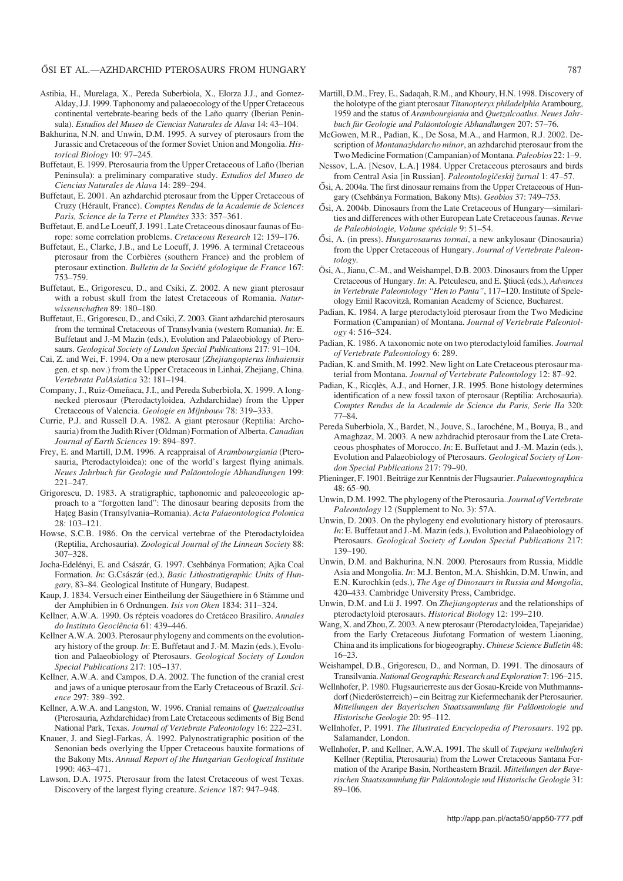Astibia, H., Murelaga, X., Pereda Suberbiola, X., Elorza J.J., and Gomez-Alday, J.J. 1999. Taphonomy and palaeoecology of the Upper Cretaceous continental vertebrate-bearing beds of the Laño quarry (Iberian Peninsula). *Estudios del Museo de Ciencias Naturales de Alava* 14: 43–104.

Bakhurina, N.N. and Unwin, D.M. 1995. A survey of pterosaurs from the Jurassic and Cretaceous of the former Soviet Union and Mongolia. *Historical Biology* 10: 97–245.

Buffetaut, E. 1999. Pterosauria from the Upper Cretaceous of Laño (Iberian Peninsula): a preliminary comparative study. *Estudios del Museo de Ciencias Naturales de Alava* 14: 289–294.

Buffetaut, E. 2001. An azhdarchid pterosaur from the Upper Cretaceous of Cruzy (Hérault, France). *Comptes Rendus de la Academie de Sciences Paris, Science de la Terre et Planétes* 333: 357–361.

Buffetaut, E. and Le Loeuff, J. 1991. Late Cretaceous dinosaur faunas of Europe: some correlation problems. *Cretaceous Research* 12: 159–176.

Buffetaut, E., Clarke, J.B., and Le Loeuff, J. 1996. A terminal Cretaceous pterosaur from the Corbières (southern France) and the problem of pterosaur extinction. *Bulletin de la Société géologique de France* 167: 753–759.

Buffetaut, E., Grigorescu, D., and Csiki, Z. 2002. A new giant pterosaur with a robust skull from the latest Cretaceous of Romania. *Naturwissenschaften* 89: 180–180.

Buffetaut, E., Grigorescu, D., and Csiki, Z. 2003. Giant azhdarchid pterosaurs from the terminal Cretaceous of Transylvania (western Romania). *In*: E. Buffetaut and J.-M Mazin (eds.), Evolution and Palaeobiology of Pterosaurs. *Geological Society of London Special Publications* 217: 91–104.

Cai, Z. and Wei, F. 1994. On a new pterosaur (*Zhejiangopterus linhaiensis* gen. et sp. nov.) from the Upper Cretaceous in Linhai, Zhejiang, China. *Vertebrata PalAsiatica* 32: 181–194.

Company, J., Ruiz-Omeñaca, J.I., and Pereda Suberbiola, X. 1999. A long-necked pterosaur (Pterodactyloidea, Azhdarchidae) from the Upper Cretaceous of Valencia. *Geologie en Mijnbouw* 78: 319–333.

Currie, P.J. and Russell D.A. 1982. A giant pterosaur (Reptilia: Archosauria) from the Judith River (Oldman) Formation of Alberta. *Canadian Journal of Earth Sciences* 19: 894–897.

Frey, E. and Martill, D.M. 1996. A reappraisal of *Arambourgiania* (Pterosauria, Pterodactyloidea): one of the world's largest flying animals. *Neues Jahrbuch für Geologie und Paläontologie Abhandlungen* 199: 221–247.

Grigorescu, D. 1983. A stratigraphic, taphonomic and paleoecologic approach to a "forgotten land": The dinosaur bearing deposits from the Haţeg Basin (Transylvania–Romania). *Acta Palaeontologica Polonica* 28: 103–121.

Howse, S.C.B. 1986. On the cervical vertebrae of the Pterodactyloidea (Reptilia, Archosauria). *Zoological Journal of the Linnean Society* 88: 307–328.

Jocha-Edelényi, E. and Császár, G. 1997. Csehbánya Formation; Ajka Coal Formation. *In*: G.Császár (ed.), *Basic Lithostratigraphic Units of Hungary*, 83–84. Geological Institute of Hungary, Budapest.

Kaup, J. 1834. Versuch einer Eintheilung der Säugethiere in 6 Stämme und der Amphibien in 6 Ordnungen. *Isis von Oken* 1834: 311–324.

Kellner, A.W.A. 1990. Os répteis voadores do Cretáceo Brasiliro. *Annales do Instituto Geociência* 61: 439–446.

Kellner A.W.A. 2003. Pterosaur phylogeny and comments on the evolutionary history of the group. *In*: E. Buffetaut and J.-M. Mazin (eds.), Evolution and Palaeobiology of Pterosaurs. *Geological Society of London Special Publications* 217: 105–137.

Kellner, A.W.A. and Campos, D.A. 2002. The function of the cranial crest and jaws of a unique pterosaur from the Early Cretaceous of Brazil. *Science* 297: 389–392.

Kellner, A.W.A. and Langston, W. 1996. Cranial remains of *Quetzalcoatlus* (Pterosauria, Azhdarchidae) from Late Cretaceous sediments of Big Bend National Park, Texas. *Journal of Vertebrate Paleontology* 16: 222–231.

Knauer, J. and Siegl-Farkas, Á. 1992. Palynostratigraphic position of the Senonian beds overlying the Upper Cretaceous bauxite formations of the Bakony Mts. *Annual Report of the Hungarian Geological Institute* 1990: 463–471.

Lawson, D.A. 1975. Pterosaur from the latest Cretaceous of west Texas. Discovery of the largest flying creature. *Science* 187: 947–948.

Martill, D.M., Frey, E., Sadaqah, R.M., and Khoury, H.N. 1998. Discovery of the holotype of the giant pterosaur *Titanopteryx philadelphia* Arambourg, 1959 and the status of *Arambourgiania* and *Quetzalcoatlus*. *Neues Jahrbuch für Geologie und Paläontologie Abhandlungen* 207: 57–76.

McGowen, M.R., Padian, K., De Sosa, M.A., and Harmon, R.J. 2002. Description of *Montanazhdarcho minor*, an azhdarchid pterosaur from the Two Medicine Formation (Campanian) of Montana. *Paleobios* 22: 1–9.

Nessov, L.A. [Nesov, L.A.] 1984. Upper Cretaceous pterosaurs and birds from Central Asia [in Russian]. *Paleontologičeskij žurnal* 1: 47–57.

Ősi, A. 2004a. The first dinosaur remains from the Upper Cretaceous of Hungary (Csehbánya Formation, Bakony Mts). *Geobios* 37: 749–753.

Ősi, A. 2004b. Dinosaurs from the Late Cretaceous of Hungary—similarities and differences with other European Late Cretaceous faunas. *Revue de Paleobiologie, Volume spéciale* 9: 51–54.

Ősi, A. (in press). *Hungarosaurus tormai*, a new ankylosaur (Dinosauria) from the Upper Cretaceous of Hungary. *Journal of Vertebrate Paleontology*.

Ösi, A., Jianu, C.-M., and Weishampel, D.B. 2003. Dinosaurs from the Upper Cretaceous of Hungary. *In*: A. Petculescu, and E. Ştiucă (eds.), *Advances in Vertebrate Paleontology "Hen to Panta"*, 117–120. Institute of Speleology Emil Racovitză, Romanian Academy of Science, Bucharest.

Padian, K. 1984. A large pterodactyloid pterosaur from the Two Medicine Formation (Campanian) of Montana. *Journal of Vertebrate Paleontology* 4: 516–524.

Padian, K. 1986. A taxonomic note on two pterodactyloid families. *Journal of Vertebrate Paleontology* 6: 289.

Padian, K. and Smith, M. 1992. New light on Late Cretaceous pterosaur material from Montana. *Journal of Vertebrate Paleontology* 12: 87–92.

Padian, K., Ricqlès, A.J., and Horner, J.R. 1995. Bone histology determines identification of a new fossil taxon of pterosaur (Reptilia: Archosauria). *Comptes Rendus de la Academie de Science du Paris, Serie IIa* 320: 77–84.

Pereda Suberbiola, X., Bardet, N., Jouve, S., Iarochéne, M., Bouya, B., and Amaghzaz, M. 2003. A new azhdrachid pterosaur from the Late Cretaceous phosphates of Morocco. *In*: E. Buffetaut and J.-M. Mazin (eds.), Evolution and Palaeobiology of Pterosaurs. *Geological Society of London Special Publications* 217: 79–90.

Plieninger, F. 1901. Beiträge zur Kenntnis der Flugsaurier. *Palaeontographica* 48: 65–90.

Unwin, D.M. 1992. The phylogeny of the Pterosauria. *Journal of Vertebrate Paleontology* 12 (Supplement to No. 3): 57A.

Unwin, D. 2003. On the phylogeny end evolutionary history of pterosaurs. *In*: E. Buffetaut and J.-M. Mazin (eds.), Evolution and Palaeobiology of Pterosaurs. *Geological Society of London Special Publications* 217: 139–190.

Unwin, D.M. and Bakhurina, N.N. 2000. Pterosaurs from Russia, Middle Asia and Mongolia. *In*: M.J. Benton, M.A. Shishkin, D.M. Unwin, and E.N. Kurochkin (eds.), *The Age of Dinosaurs in Russia and Mongolia*, 420–433. Cambridge University Press, Cambridge.

Unwin, D.M. and Lü J. 1997. On *Zhejiangopterus* and the relationships of pterodactyloid pterosaurs. *Historical Biology* 12: 199–210.

Wang, X. and Zhou, Z. 2003. A new pterosaur (Pterodactyloidea, Tapejaridae) from the Early Cretaceous Jiufotang Formation of western Liaoning, China and its implications for biogeography. *Chinese Science Bulletin* 48: 16–23.

Weishampel, D.B., Grigorescu, D., and Norman, D. 1991. The dinosaurs of Transilvania. *National Geographic Research and Exploration* 7: 196–215.

Wellnhofer, P. 1980. Flugsaurierreste aus der Gosau-Kreide von Muthmannsdorf (Niederösterreich) – ein Beitrag zur Kiefermechanik der Pterosaurier. *Mitteilungen der Bayerischen Staatssammlung für Paläontologie und Historische Geologie* 20: 95–112.

Wellnhofer, P. 1991. *The Illustrated Encyclopedia of Pterosaurs*. 192 pp. Salamander, London.

Wellnhofer, P. and Kellner, A.W.A. 1991. The skull of *Tapejara wellnhoferi* Kellner (Reptilia, Pterosauria) from the Lower Cretaceous Santana Formation of the Araripe Basin, Northeastern Brazil. *Mitteilungen der Bayerischen Staatssammlung für Paläontologie und Historische Geologie* 31: 89–106.